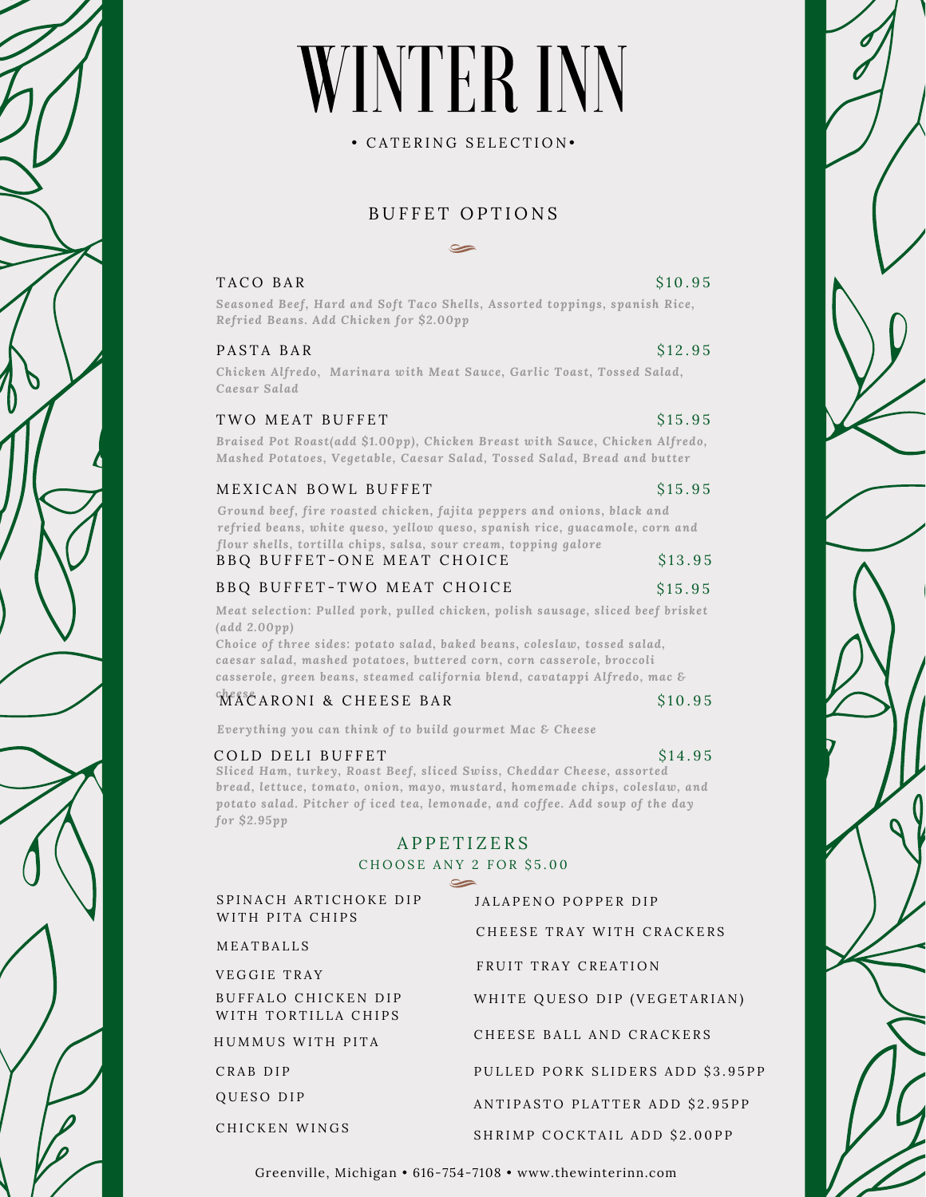# WINTER INN

• CATERING SELECTION•

## BUFFET OPTIONS

### TACO BAR — $10.95

*Seasoned Beef, Hard and Soft Taco Shells, Assorted toppings, spanish Rice, Refried Beans. Add Chicken for $2.00pp*

### PASTA BAR — $12.95

*Chicken Alfredo, Marinara with Meat Sauce, Garlic Toast, Tossed Salad, Caesar Salad*

### TWO MEAT BUFFET — $15.95

*Braised Pot Roast(add $1.00pp), Chicken Breast with Sauce, Chicken Alfredo, Mashed Potatoes, Vegetable, Caesar Salad, Tossed Salad, Bread and butter*

### MEXICAN BOWL BUFFET — $15.95

*Ground beef, fire roasted chicken, fajita peppers and onions, black and refried beans, white queso, yellow queso, spanish rice, guacamole, corn and flour shells, tortilla chips, salsa, sour cream, topping galore*

### BBQ BUFFET-ONE MEAT CHOICE — $13.95

### BBQ BUFFET-TWO MEAT CHOICE — $15.95

*Meat selection: Pulled pork, pulled chicken, polish sausage, sliced beef brisket (add 2.00pp)*

*Choice of three sides: potato salad, baked beans, coleslaw, tossed salad, caesar salad, mashed potatoes, buttered corn, corn casserole, broccoli casserole, green beans, steamed california blend, cavatappi Alfredo, mac & cheese*

### MACARONI & CHEESE BAR — $10.95

*Everything you can think of to build gourmet Mac & Cheese*

### COLD DELI BUFFET — $14.95

*Sliced Ham, turkey, Roast Beef, sliced Swiss, Cheddar Cheese, assorted bread, lettuce, tomato, onion, mayo, mustard, homemade chips, coleslaw, and potato salad. Pitcher of iced tea, lemonade, and coffee. Add soup of the day for $2.95pp*

## APPETIZERS

CHOOSE ANY 2 FOR $5.00

- SPINACH ARTICHOKE DIP WITH PITA CHIPS
- MEATBALLS
- VEGGIE TRAY
- BUFFALO CHICKEN DIP WITH TORTILLA CHIPS
- HUMMUS WITH PITA
- CRAB DIP
- QUESO DIP
- CHICKEN WINGS
- JALAPENO POPPER DIP
- CHEESE TRAY WITH CRACKERS
- FRUIT TRAY CREATION
- WHITE QUESO DIP (VEGETARIAN)
- CHEESE BALL AND CRACKERS
- PULLED PORK SLIDERS ADD $3.95PP
- ANTIPASTO PLATTER ADD $2.95PP
- SHRIMP COCKTAIL ADD $2.00PP

Greenville, Michigan • 616-754-7108 • www.thewinterinn.com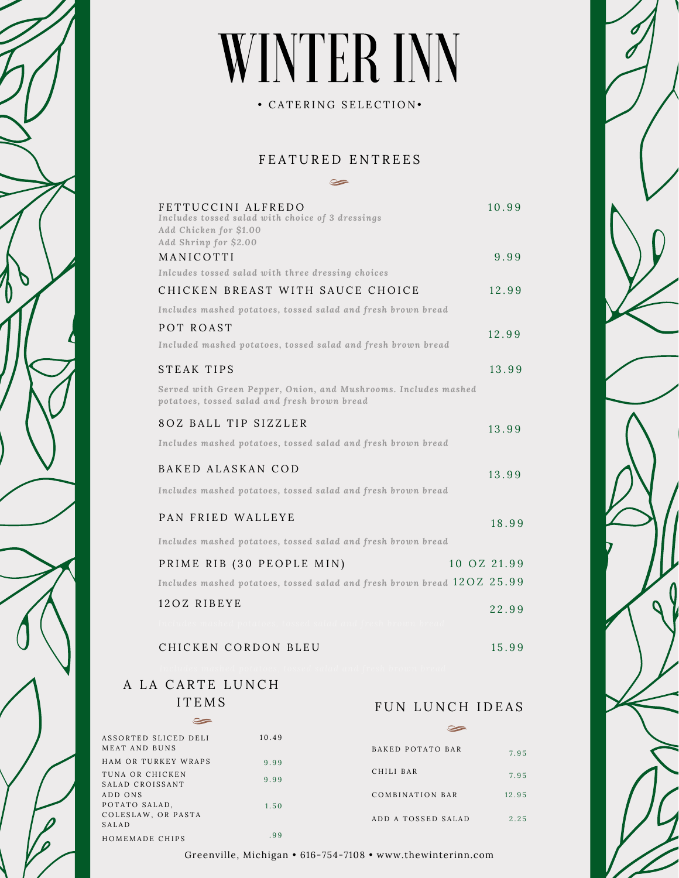# WINTER INN

• CATERING SELECTION•

## FEATURED ENTREES

| Item | Price |
|---|---|
| FETTUCCINI ALFREDO<br>*Includes tossed salad with choice of 3 dressings*<br>*Add Chicken for $1.00*<br>*Add Shrinp for $2.00* | 10.99 |
| MANICOTTI<br>*Inlcudes tossed salad with three dressing choices* | 9.99 |
| CHICKEN BREAST WITH SAUCE CHOICE<br>*Includes mashed potatoes, tossed salad and fresh brown bread* | 12.99 |
| POT ROAST<br>*Included mashed potatoes, tossed salad and fresh brown bread* | 12.99 |
| STEAK TIPS<br>*Served with Green Pepper, Onion, and Mushrooms. Includes mashed potatoes, tossed salad and fresh brown bread* | 13.99 |
| 8OZ BALL TIP SIZZLER<br>*Includes mashed potatoes, tossed salad and fresh brown bread* | 13.99 |
| BAKED ALASKAN COD<br>*Includes mashed potatoes, tossed salad and fresh brown bread* | 13.99 |
| PAN FRIED WALLEYE<br>*Includes mashed potatoes, tossed salad and fresh brown bread* | 18.99 |
| PRIME RIB (30 PEOPLE MIN)<br>*Includes mashed potatoes, tossed salad and fresh brown bread* | 10 OZ 21.99<br>12OZ 25.99 |
| 12OZ RIBEYE<br>*Includes mashed potatoes, tossed salad and fresh brown bread* | 22.99 |
| CHICKEN CORDON BLEU<br>*Includes mashed potatoes, tossed salad and fresh brown bread* | 15.99 |

## A LA CARTE LUNCH ITEMS

| Item | Price |
|---|---|
| ASSORTED SLICED DELI MEAT AND BUNS | 10.49 |
| HAM OR TURKEY WRAPS | 9.99 |
| TUNA OR CHICKEN SALAD CROISSANT | 9.99 |
| ADD ONS<br>POTATO SALAD, COLESLAW, OR PASTA SALAD | 1.50 |
| HOMEMADE CHIPS | .99 |

## FUN LUNCH IDEAS

| Item | Price |
|---|---|
| BAKED POTATO BAR | 7.95 |
| CHILI BAR | 7.95 |
| COMBINATION BAR | 12.95 |
| ADD A TOSSED SALAD | 2.25 |

Greenville, Michigan • 616-754-7108 • www.thewinterinn.com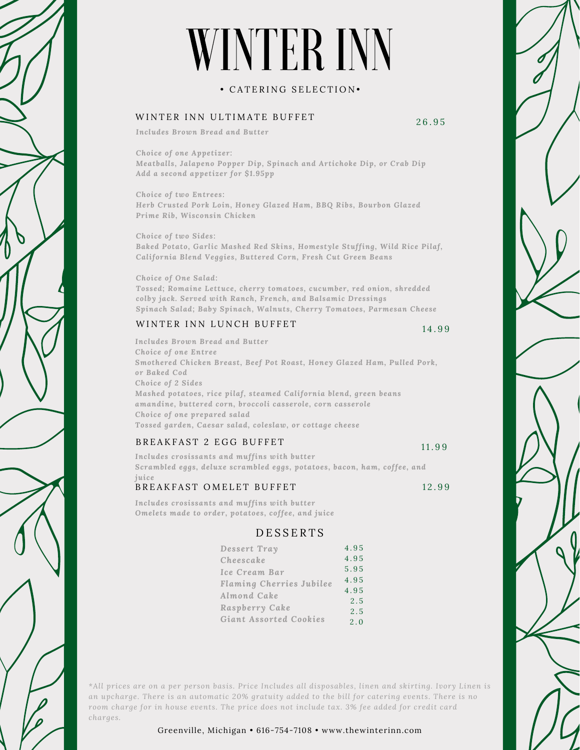# WINTER INN

• CATERING SELECTION•

## WINTER INN ULTIMATE BUFFET 26.95

*Includes Brown Bread and Butter*

*Choice of one Appetizer:*
*Meatballs, Jalapeno Popper Dip, Spinach and Artichoke Dip, or Crab Dip*
*Add a second appetizer for $1.95pp*

*Choice of two Entrees:*
*Herb Crusted Pork Loin, Honey Glazed Ham, BBQ Ribs, Bourbon Glazed Prime Rib, Wisconsin Chicken*

*Choice of two Sides:*
*Baked Potato, Garlic Mashed Red Skins, Homestyle Stuffing, Wild Rice Pilaf, California Blend Veggies, Buttered Corn, Fresh Cut Green Beans*

*Choice of One Salad:*
*Tossed; Romaine Lettuce, cherry tomatoes, cucumber, red onion, shredded colby jack. Served with Ranch, French, and Balsamic Dressings*
*Spinach Salad; Baby Spinach, Walnuts, Cherry Tomatoes, Parmesan Cheese*

## WINTER INN LUNCH BUFFET 14.99

*Includes Brown Bread and Butter*
*Choice of one Entree*
*Smothered Chicken Breast, Beef Pot Roast, Honey Glazed Ham, Pulled Pork, or Baked Cod*
*Choice of 2 Sides*
*Mashed potatoes, rice pilaf, steamed California blend, green beans amandine, buttered corn, broccoli casserole, corn casserole*
*Choice of one prepared salad*
*Tossed garden, Caesar salad, coleslaw, or cottage cheese*

## BREAKFAST 2 EGG BUFFET 11.99

*Includes crosissants and muffins with butter*
*Scrambled eggs, deluxe scrambled eggs, potatoes, bacon, ham, coffee, and juice*

## BREAKFAST OMELET BUFFET 12.99

*Includes crosissants and muffins with butter*
*Omelets made to order, potatoes, coffee, and juice*

## DESSERTS

| | |
|---|---|
| *Dessert Tray* | 4.95 |
| *Cheescake* | 4.95 |
| *Ice Cream Bar* | 5.95 |
| *Flaming Cherries Jubilee* | 4.95 |
| *Almond Cake* | 4.95 |
| *Raspberry Cake* | 2.5 |
| *Giant Assorted Cookies* | 2.5 |
| | 2.0 |

*\*All prices are on a per person basis. Price Includes all disposables, linen and skirting. Ivory Linen is an upcharge. There is an automatic 20% gratuity added to the bill for catering events. There is no room charge for in house events. The price does not include tax. 3% fee added for credit card charges.*

Greenville, Michigan • 616-754-7108 • www.thewinterinn.com